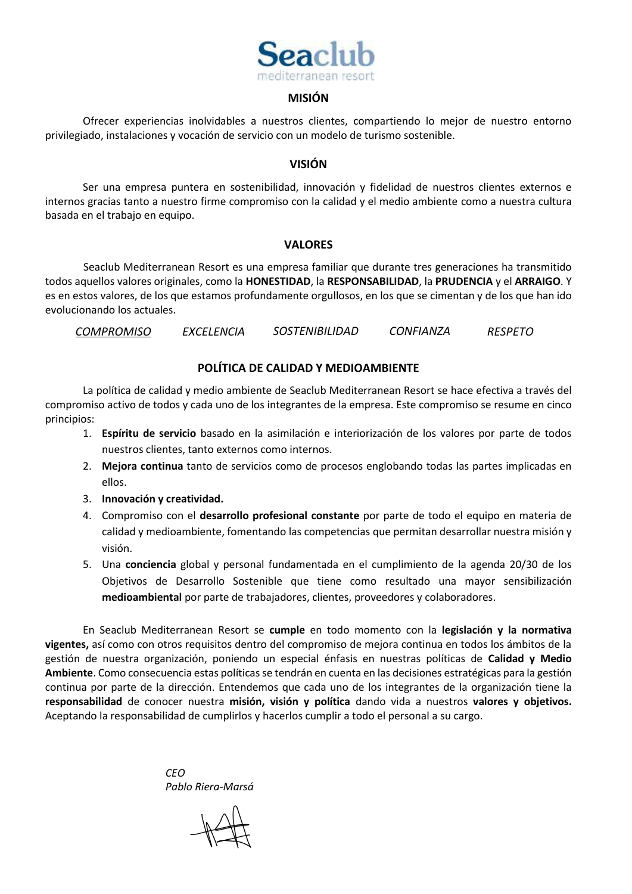**Seaclub**
mediterranean resort

## MISIÓN

Ofrecer experiencias inolvidables a nuestros clientes, compartiendo lo mejor de nuestro entorno privilegiado, instalaciones y vocación de servicio con un modelo de turismo sostenible.

## VISIÓN

Ser una empresa puntera en sostenibilidad, innovación y fidelidad de nuestros clientes externos e internos gracias tanto a nuestro firme compromiso con la calidad y el medio ambiente como a nuestra cultura basada en el trabajo en equipo.

## VALORES

Seaclub Mediterranean Resort es una empresa familiar que durante tres generaciones ha transmitido todos aquellos valores originales, como la **HONESTIDAD**, la **RESPONSABILIDAD**, la **PRUDENCIA** y el **ARRAIGO**. Y es en estos valores, de los que estamos profundamente orgullosos, en los que se cimentan y de los que han ido evolucionando los actuales.

*COMPROMISO* *EXCELENCIA* *SOSTENIBILIDAD* *CONFIANZA* *RESPETO*

## POLÍTICA DE CALIDAD Y MEDIOAMBIENTE

La política de calidad y medio ambiente de Seaclub Mediterranean Resort se hace efectiva a través del compromiso activo de todos y cada uno de los integrantes de la empresa. Este compromiso se resume en cinco principios:

1. **Espíritu de servicio** basado en la asimilación e interiorización de los valores por parte de todos nuestros clientes, tanto externos como internos.
2. **Mejora continua** tanto de servicios como de procesos englobando todas las partes implicadas en ellos.
3. **Innovación y creatividad.**
4. Compromiso con el **desarrollo profesional constante** por parte de todo el equipo en materia de calidad y medioambiente, fomentando las competencias que permitan desarrollar nuestra misión y visión.
5. Una **conciencia** global y personal fundamentada en el cumplimiento de la agenda 20/30 de los Objetivos de Desarrollo Sostenible que tiene como resultado una mayor sensibilización **medioambiental** por parte de trabajadores, clientes, proveedores y colaboradores.

En Seaclub Mediterranean Resort se **cumple** en todo momento con la **legislación y la normativa vigentes,** así como con otros requisitos dentro del compromiso de mejora continua en todos los ámbitos de la gestión de nuestra organización, poniendo un especial énfasis en nuestras políticas de **Calidad y Medio Ambiente**. Como consecuencia estas políticas se tendrán en cuenta en las decisiones estratégicas para la gestión continua por parte de la dirección. Entendemos que cada uno de los integrantes de la organización tiene la **responsabilidad** de conocer nuestra **misión, visión y política** dando vida a nuestros **valores y objetivos.** Aceptando la responsabilidad de cumplirlos y hacerlos cumplir a todo el personal a su cargo.

*CEO*
*Pablo Riera-Marsá*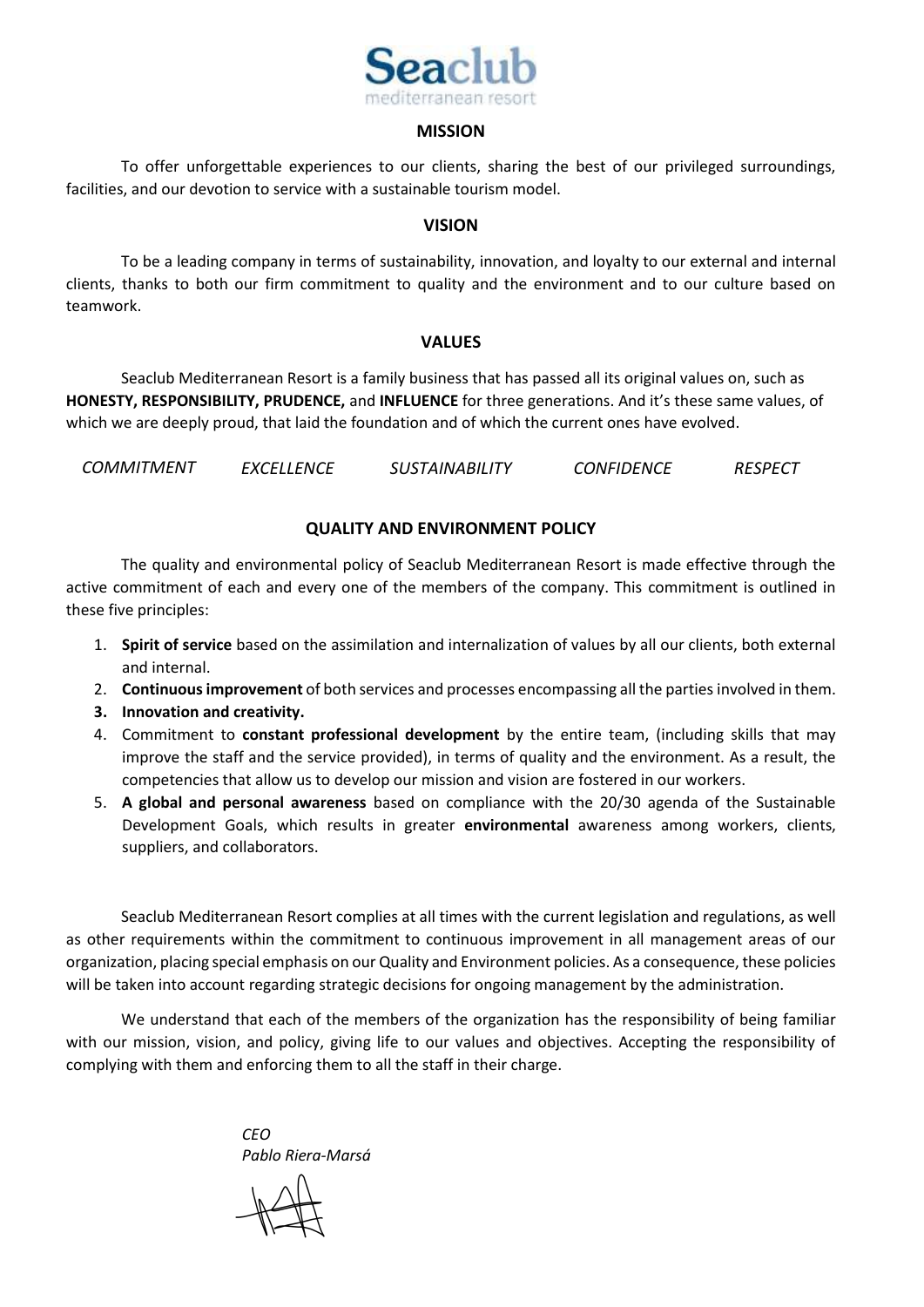Seaclub
mediterranean resort

## MISSION

To offer unforgettable experiences to our clients, sharing the best of our privileged surroundings, facilities, and our devotion to service with a sustainable tourism model.

## VISION

To be a leading company in terms of sustainability, innovation, and loyalty to our external and internal clients, thanks to both our firm commitment to quality and the environment and to our culture based on teamwork.

## VALUES

Seaclub Mediterranean Resort is a family business that has passed all its original values on, such as **HONESTY, RESPONSIBILITY, PRUDENCE,** and **INFLUENCE** for three generations. And it's these same values, of which we are deeply proud, that laid the foundation and of which the current ones have evolved.

*COMMITMENT* *EXCELLENCE* *SUSTAINABILITY* *CONFIDENCE* *RESPECT*

## QUALITY AND ENVIRONMENT POLICY

The quality and environmental policy of Seaclub Mediterranean Resort is made effective through the active commitment of each and every one of the members of the company. This commitment is outlined in these five principles:

1. **Spirit of service** based on the assimilation and internalization of values by all our clients, both external and internal.
2. **Continuous improvement** of both services and processes encompassing all the parties involved in them.
3. **Innovation and creativity.**
4. Commitment to **constant professional development** by the entire team, (including skills that may improve the staff and the service provided), in terms of quality and the environment. As a result, the competencies that allow us to develop our mission and vision are fostered in our workers.
5. **A global and personal awareness** based on compliance with the 20/30 agenda of the Sustainable Development Goals, which results in greater **environmental** awareness among workers, clients, suppliers, and collaborators.

Seaclub Mediterranean Resort complies at all times with the current legislation and regulations, as well as other requirements within the commitment to continuous improvement in all management areas of our organization, placing special emphasis on our Quality and Environment policies. As a consequence, these policies will be taken into account regarding strategic decisions for ongoing management by the administration.

We understand that each of the members of the organization has the responsibility of being familiar with our mission, vision, and policy, giving life to our values and objectives. Accepting the responsibility of complying with them and enforcing them to all the staff in their charge.

*CEO*
*Pablo Riera-Marsá*